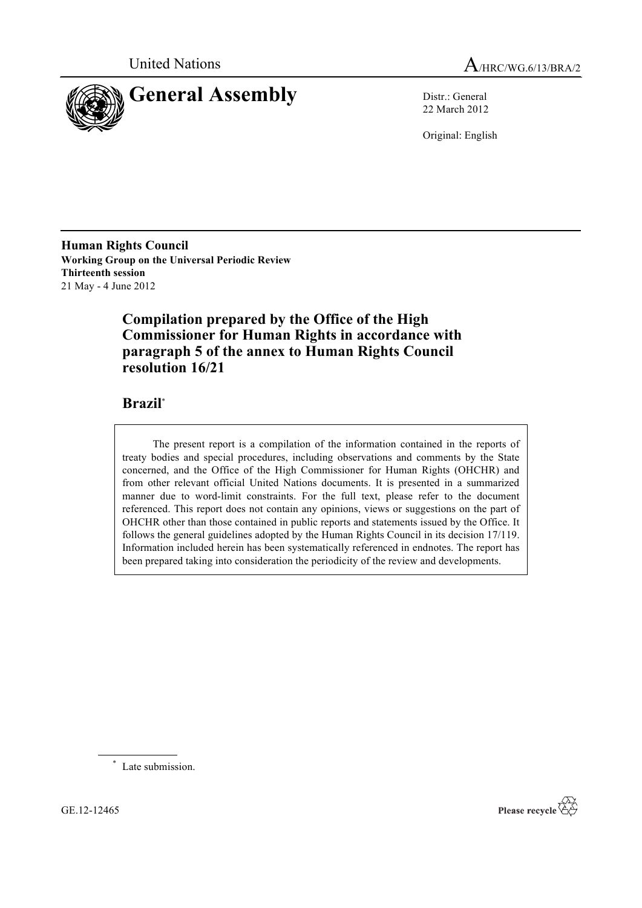United Nations

A/HRC/WG.6/13/BRA/2

# General Assembly

Distr.: General
22 March 2012

Original: English

**Human Rights Council**
**Working Group on the Universal Periodic Review**
**Thirteenth session**
21 May - 4 June 2012

## Compilation prepared by the Office of the High Commissioner for Human Rights in accordance with paragraph 5 of the annex to Human Rights Council resolution 16/21

## Brazil*

The present report is a compilation of the information contained in the reports of treaty bodies and special procedures, including observations and comments by the State concerned, and the Office of the High Commissioner for Human Rights (OHCHR) and from other relevant official United Nations documents. It is presented in a summarized manner due to word-limit constraints. For the full text, please refer to the document referenced. This report does not contain any opinions, views or suggestions on the part of OHCHR other than those contained in public reports and statements issued by the Office. It follows the general guidelines adopted by the Human Rights Council in its decision 17/119. Information included herein has been systematically referenced in endnotes. The report has been prepared taking into consideration the periodicity of the review and developments.

---

\* Late submission.

GE.12-12465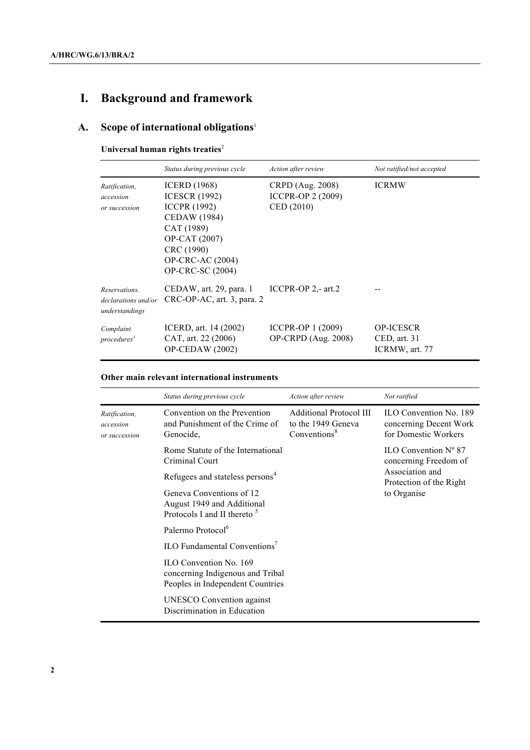# I. Background and framework

## A. Scope of international obligations[1]

### Universal human rights treaties[2]

| | Status during previous cycle | Action after review | Not ratified/not accepted |
|---|---|---|---|
| *Ratification, accession or succession* | ICERD (1968)<br>ICESCR (1992)<br>ICCPR (1992)<br>CEDAW (1984)<br>CAT (1989)<br>OP-CAT (2007)<br>CRC (1990)<br>OP-CRC-AC (2004)<br>OP-CRC-SC (2004) | CRPD (Aug. 2008)<br>ICCPR-OP 2 (2009)<br>CED (2010) | ICRMW |
| *Reservations. declarations and/or understandings* | CEDAW, art. 29, para. 1<br>CRC-OP-AC, art. 3, para. 2 | ICCPR-OP 2,- art.2 | -- |
| *Complaint procedures[3]* | ICERD, art. 14 (2002)<br>CAT, art. 22 (2006)<br>OP-CEDAW (2002) | ICCPR-OP 1 (2009)<br>OP-CRPD (Aug. 2008) | OP-ICESCR<br>CED, art. 31<br>ICRMW, art. 77 |

### Other main relevant international instruments

| | Status during previous cycle | Action after review | Not ratified |
|---|---|---|---|
| *Ratification, accession or succession* | Convention on the Prevention and Punishment of the Crime of Genocide,<br>Rome Statute of the International Criminal Court<br>Refugees and stateless persons[4]<br>Geneva Conventions of 12 August 1949 and Additional Protocols I and II thereto [5]<br>Palermo Protocol[6]<br>ILO Fundamental Conventions[7]<br>ILO Convention No. 169 concerning Indigenous and Tribal Peoples in Independent Countries<br>UNESCO Convention against Discrimination in Education | Additional Protocol III to the 1949 Geneva Conventions[8] | ILO Convention No. 189 concerning Decent Work for Domestic Workers<br>ILO Convention Nº 87 concerning Freedom of Association and Protection of the Right to Organise |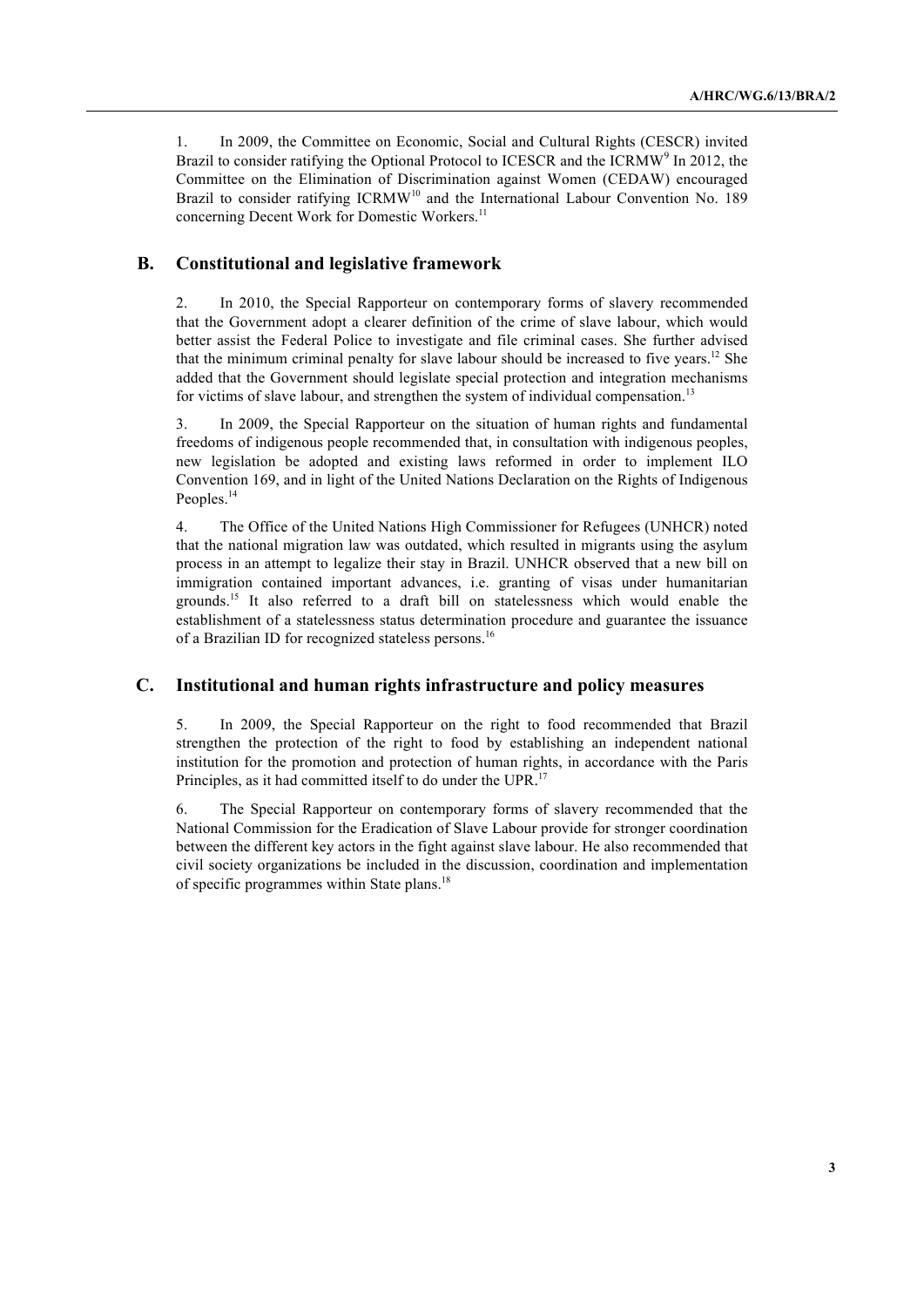1. In 2009, the Committee on Economic, Social and Cultural Rights (CESCR) invited Brazil to consider ratifying the Optional Protocol to ICESCR and the ICRMW[9] In 2012, the Committee on the Elimination of Discrimination against Women (CEDAW) encouraged Brazil to consider ratifying ICRMW[10] and the International Labour Convention No. 189 concerning Decent Work for Domestic Workers.[11]

## B. Constitutional and legislative framework

2. In 2010, the Special Rapporteur on contemporary forms of slavery recommended that the Government adopt a clearer definition of the crime of slave labour, which would better assist the Federal Police to investigate and file criminal cases. She further advised that the minimum criminal penalty for slave labour should be increased to five years.[12] She added that the Government should legislate special protection and integration mechanisms for victims of slave labour, and strengthen the system of individual compensation.[13]

3. In 2009, the Special Rapporteur on the situation of human rights and fundamental freedoms of indigenous people recommended that, in consultation with indigenous peoples, new legislation be adopted and existing laws reformed in order to implement ILO Convention 169, and in light of the United Nations Declaration on the Rights of Indigenous Peoples.[14]

4. The Office of the United Nations High Commissioner for Refugees (UNHCR) noted that the national migration law was outdated, which resulted in migrants using the asylum process in an attempt to legalize their stay in Brazil. UNHCR observed that a new bill on immigration contained important advances, i.e. granting of visas under humanitarian grounds.[15] It also referred to a draft bill on statelessness which would enable the establishment of a statelessness status determination procedure and guarantee the issuance of a Brazilian ID for recognized stateless persons.[16]

## C. Institutional and human rights infrastructure and policy measures

5. In 2009, the Special Rapporteur on the right to food recommended that Brazil strengthen the protection of the right to food by establishing an independent national institution for the promotion and protection of human rights, in accordance with the Paris Principles, as it had committed itself to do under the UPR.[17]

6. The Special Rapporteur on contemporary forms of slavery recommended that the National Commission for the Eradication of Slave Labour provide for stronger coordination between the different key actors in the fight against slave labour. He also recommended that civil society organizations be included in the discussion, coordination and implementation of specific programmes within State plans.[18]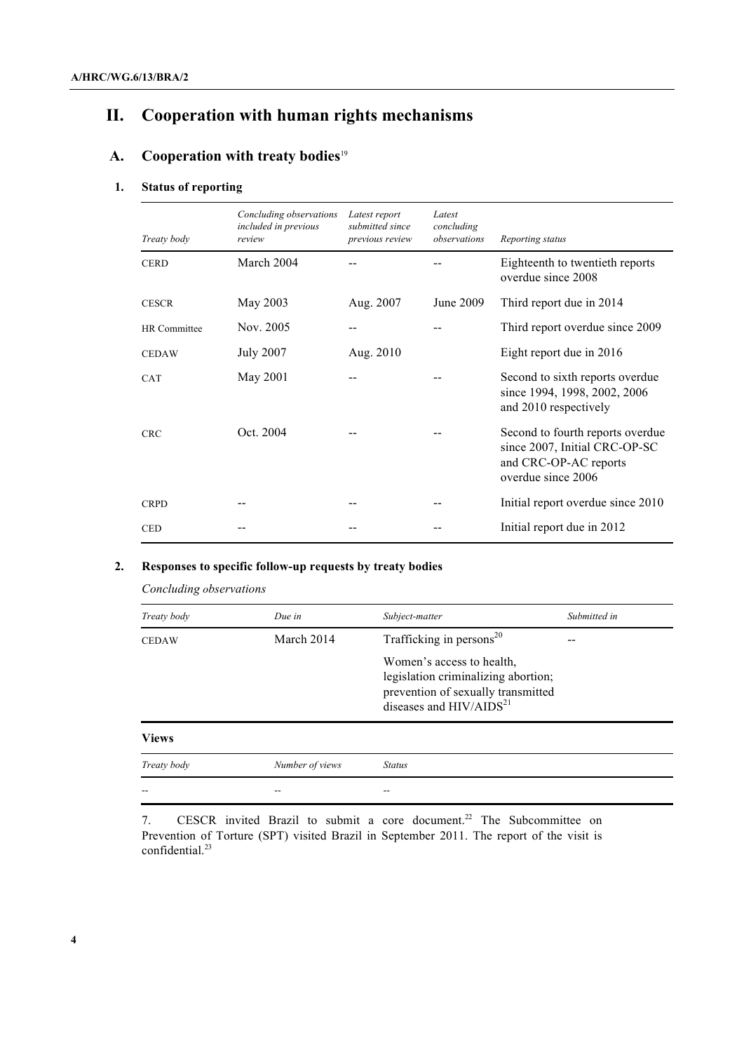# II. Cooperation with human rights mechanisms

## A. Cooperation with treaty bodies[19]

### 1. Status of reporting

| *Treaty body* | *Concluding observations included in previous review* | *Latest report submitted since previous review* | *Latest concluding observations* | *Reporting status* |
|---|---|---|---|---|
| CERD | March 2004 | -- | -- | Eighteenth to twentieth reports overdue since 2008 |
| CESCR | May 2003 | Aug. 2007 | June 2009 | Third report due in 2014 |
| HR Committee | Nov. 2005 | -- | -- | Third report overdue since 2009 |
| CEDAW | July 2007 | Aug. 2010 | | Eight report due in 2016 |
| CAT | May 2001 | -- | -- | Second to sixth reports overdue since 1994, 1998, 2002, 2006 and 2010 respectively |
| CRC | Oct. 2004 | -- | -- | Second to fourth reports overdue since 2007, Initial CRC-OP-SC and CRC-OP-AC reports overdue since 2006 |
| CRPD | -- | -- | -- | Initial report overdue since 2010 |
| CED | -- | -- | -- | Initial report due in 2012 |

### 2. Responses to specific follow-up requests by treaty bodies

*Concluding observations*

| *Treaty body* | *Due in* | *Subject-matter* | *Submitted in* |
|---|---|---|---|
| CEDAW | March 2014 | Trafficking in persons[20] | -- |
| | | Women's access to health, legislation criminalizing abortion; prevention of sexually transmitted diseases and HIV/AIDS[21] | |

**Views**

| *Treaty body* | *Number of views* | *Status* |
|---|---|---|
| -- | -- | -- |

7. CESCR invited Brazil to submit a core document.[22] The Subcommittee on Prevention of Torture (SPT) visited Brazil in September 2011. The report of the visit is confidential.[23]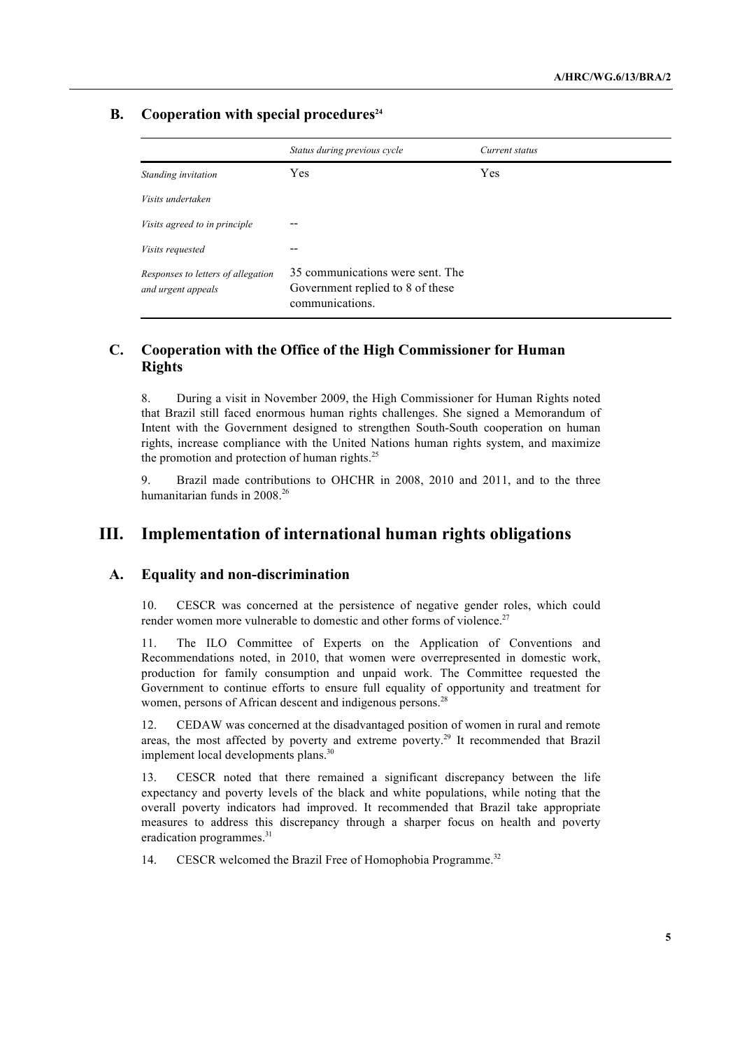## B. Cooperation with special procedures[24]

| | *Status during previous cycle* | *Current status* |
|---|---|---|
| *Standing invitation* | Yes | Yes |
| *Visits undertaken* | | |
| *Visits agreed to in principle* | -- | |
| *Visits requested* | -- | |
| *Responses to letters of allegation and urgent appeals* | 35 communications were sent. The Government replied to 8 of these communications. | |

## C. Cooperation with the Office of the High Commissioner for Human Rights

8. During a visit in November 2009, the High Commissioner for Human Rights noted that Brazil still faced enormous human rights challenges. She signed a Memorandum of Intent with the Government designed to strengthen South-South cooperation on human rights, increase compliance with the United Nations human rights system, and maximize the promotion and protection of human rights.[25]

9. Brazil made contributions to OHCHR in 2008, 2010 and 2011, and to the three humanitarian funds in 2008.[26]

# III. Implementation of international human rights obligations

## A. Equality and non-discrimination

10. CESCR was concerned at the persistence of negative gender roles, which could render women more vulnerable to domestic and other forms of violence.[27]

11. The ILO Committee of Experts on the Application of Conventions and Recommendations noted, in 2010, that women were overrepresented in domestic work, production for family consumption and unpaid work. The Committee requested the Government to continue efforts to ensure full equality of opportunity and treatment for women, persons of African descent and indigenous persons.[28]

12. CEDAW was concerned at the disadvantaged position of women in rural and remote areas, the most affected by poverty and extreme poverty.[29] It recommended that Brazil implement local developments plans.[30]

13. CESCR noted that there remained a significant discrepancy between the life expectancy and poverty levels of the black and white populations, while noting that the overall poverty indicators had improved. It recommended that Brazil take appropriate measures to address this discrepancy through a sharper focus on health and poverty eradication programmes.[31]

14. CESCR welcomed the Brazil Free of Homophobia Programme.[32]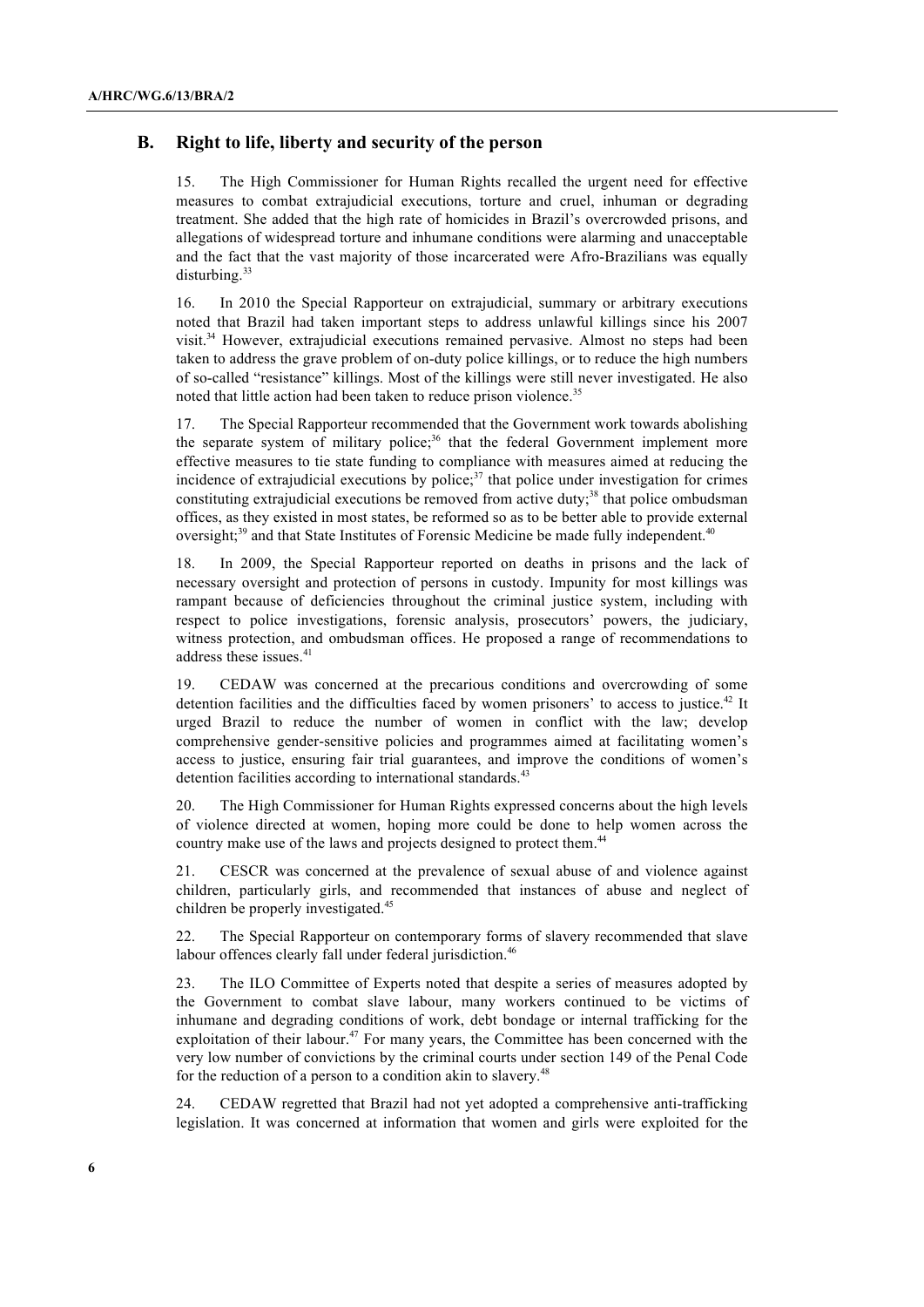## B. Right to life, liberty and security of the person

15. The High Commissioner for Human Rights recalled the urgent need for effective measures to combat extrajudicial executions, torture and cruel, inhuman or degrading treatment. She added that the high rate of homicides in Brazil's overcrowded prisons, and allegations of widespread torture and inhumane conditions were alarming and unacceptable and the fact that the vast majority of those incarcerated were Afro-Brazilians was equally disturbing.[33]

16. In 2010 the Special Rapporteur on extrajudicial, summary or arbitrary executions noted that Brazil had taken important steps to address unlawful killings since his 2007 visit.[34] However, extrajudicial executions remained pervasive. Almost no steps had been taken to address the grave problem of on-duty police killings, or to reduce the high numbers of so-called "resistance" killings. Most of the killings were still never investigated. He also noted that little action had been taken to reduce prison violence.[35]

17. The Special Rapporteur recommended that the Government work towards abolishing the separate system of military police;[36] that the federal Government implement more effective measures to tie state funding to compliance with measures aimed at reducing the incidence of extrajudicial executions by police;[37] that police under investigation for crimes constituting extrajudicial executions be removed from active duty;[38] that police ombudsman offices, as they existed in most states, be reformed so as to be better able to provide external oversight;[39] and that State Institutes of Forensic Medicine be made fully independent.[40]

18. In 2009, the Special Rapporteur reported on deaths in prisons and the lack of necessary oversight and protection of persons in custody. Impunity for most killings was rampant because of deficiencies throughout the criminal justice system, including with respect to police investigations, forensic analysis, prosecutors' powers, the judiciary, witness protection, and ombudsman offices. He proposed a range of recommendations to address these issues.[41]

19. CEDAW was concerned at the precarious conditions and overcrowding of some detention facilities and the difficulties faced by women prisoners' to access to justice.[42] It urged Brazil to reduce the number of women in conflict with the law; develop comprehensive gender-sensitive policies and programmes aimed at facilitating women's access to justice, ensuring fair trial guarantees, and improve the conditions of women's detention facilities according to international standards.[43]

20. The High Commissioner for Human Rights expressed concerns about the high levels of violence directed at women, hoping more could be done to help women across the country make use of the laws and projects designed to protect them.[44]

21. CESCR was concerned at the prevalence of sexual abuse of and violence against children, particularly girls, and recommended that instances of abuse and neglect of children be properly investigated.[45]

22. The Special Rapporteur on contemporary forms of slavery recommended that slave labour offences clearly fall under federal jurisdiction.[46]

23. The ILO Committee of Experts noted that despite a series of measures adopted by the Government to combat slave labour, many workers continued to be victims of inhumane and degrading conditions of work, debt bondage or internal trafficking for the exploitation of their labour.[47] For many years, the Committee has been concerned with the very low number of convictions by the criminal courts under section 149 of the Penal Code for the reduction of a person to a condition akin to slavery.[48]

24. CEDAW regretted that Brazil had not yet adopted a comprehensive anti-trafficking legislation. It was concerned at information that women and girls were exploited for the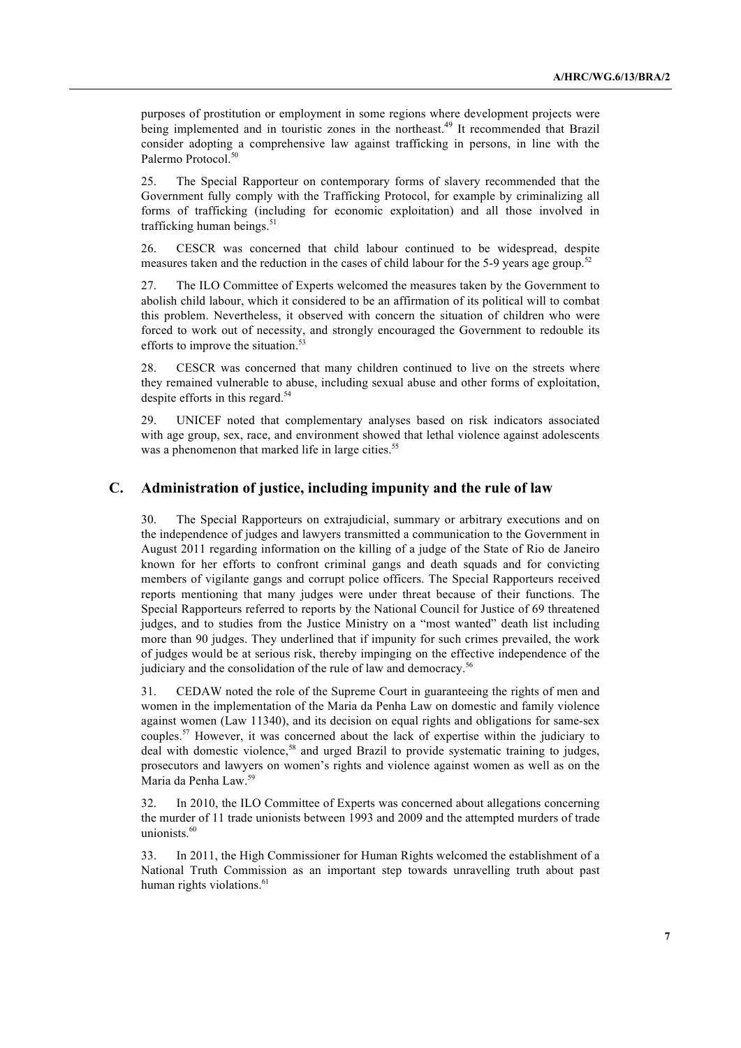purposes of prostitution or employment in some regions where development projects were being implemented and in touristic zones in the northeast.[49] It recommended that Brazil consider adopting a comprehensive law against trafficking in persons, in line with the Palermo Protocol.[50]

25. The Special Rapporteur on contemporary forms of slavery recommended that the Government fully comply with the Trafficking Protocol, for example by criminalizing all forms of trafficking (including for economic exploitation) and all those involved in trafficking human beings.[51]

26. CESCR was concerned that child labour continued to be widespread, despite measures taken and the reduction in the cases of child labour for the 5-9 years age group.[52]

27. The ILO Committee of Experts welcomed the measures taken by the Government to abolish child labour, which it considered to be an affirmation of its political will to combat this problem. Nevertheless, it observed with concern the situation of children who were forced to work out of necessity, and strongly encouraged the Government to redouble its efforts to improve the situation.[53]

28. CESCR was concerned that many children continued to live on the streets where they remained vulnerable to abuse, including sexual abuse and other forms of exploitation, despite efforts in this regard.[54]

29. UNICEF noted that complementary analyses based on risk indicators associated with age group, sex, race, and environment showed that lethal violence against adolescents was a phenomenon that marked life in large cities.[55]

## C. Administration of justice, including impunity and the rule of law

30. The Special Rapporteurs on extrajudicial, summary or arbitrary executions and on the independence of judges and lawyers transmitted a communication to the Government in August 2011 regarding information on the killing of a judge of the State of Rio de Janeiro known for her efforts to confront criminal gangs and death squads and for convicting members of vigilante gangs and corrupt police officers. The Special Rapporteurs received reports mentioning that many judges were under threat because of their functions. The Special Rapporteurs referred to reports by the National Council for Justice of 69 threatened judges, and to studies from the Justice Ministry on a "most wanted" death list including more than 90 judges. They underlined that if impunity for such crimes prevailed, the work of judges would be at serious risk, thereby impinging on the effective independence of the judiciary and the consolidation of the rule of law and democracy.[56]

31. CEDAW noted the role of the Supreme Court in guaranteeing the rights of men and women in the implementation of the Maria da Penha Law on domestic and family violence against women (Law 11340), and its decision on equal rights and obligations for same-sex couples.[57] However, it was concerned about the lack of expertise within the judiciary to deal with domestic violence,[58] and urged Brazil to provide systematic training to judges, prosecutors and lawyers on women's rights and violence against women as well as on the Maria da Penha Law.[59]

32. In 2010, the ILO Committee of Experts was concerned about allegations concerning the murder of 11 trade unionists between 1993 and 2009 and the attempted murders of trade unionists.[60]

33. In 2011, the High Commissioner for Human Rights welcomed the establishment of a National Truth Commission as an important step towards unravelling truth about past human rights violations.[61]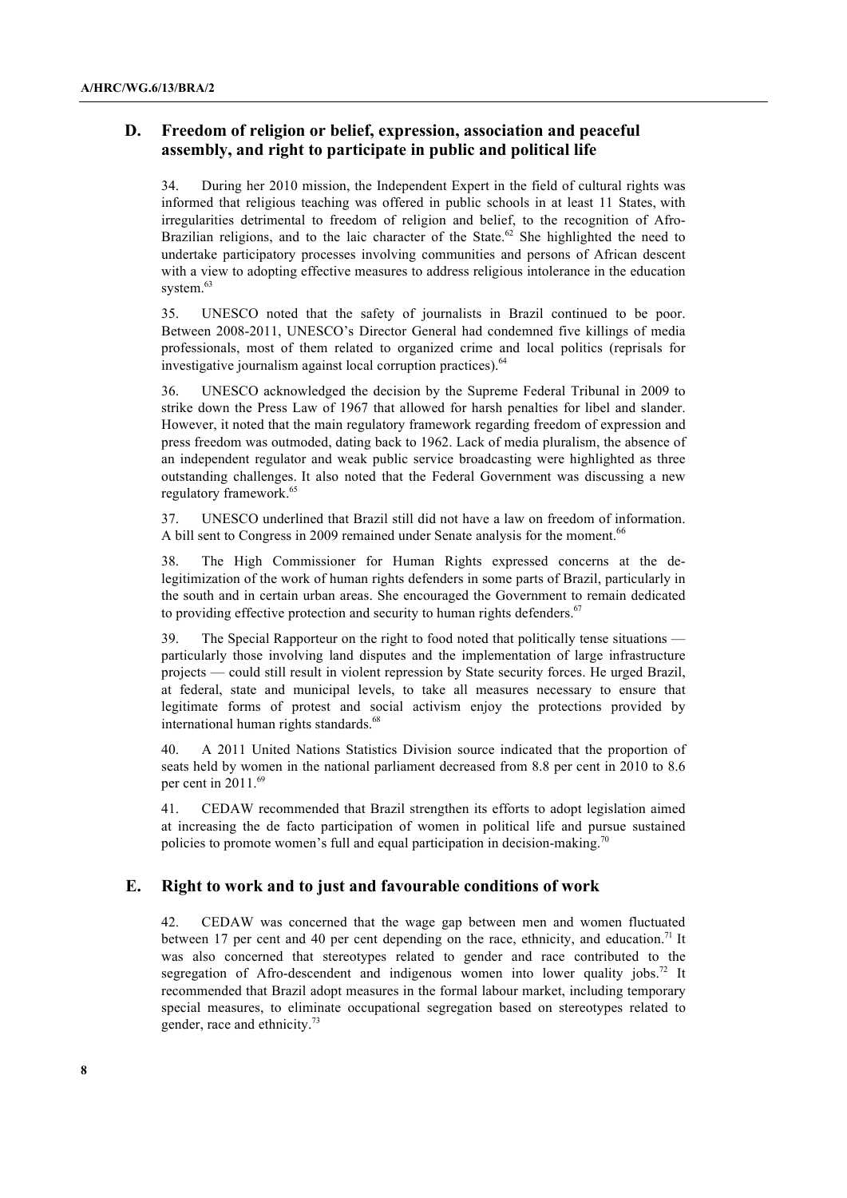## D. Freedom of religion or belief, expression, association and peaceful assembly, and right to participate in public and political life

34. During her 2010 mission, the Independent Expert in the field of cultural rights was informed that religious teaching was offered in public schools in at least 11 States, with irregularities detrimental to freedom of religion and belief, to the recognition of Afro-Brazilian religions, and to the laic character of the State.[62] She highlighted the need to undertake participatory processes involving communities and persons of African descent with a view to adopting effective measures to address religious intolerance in the education system.[63]

35. UNESCO noted that the safety of journalists in Brazil continued to be poor. Between 2008-2011, UNESCO's Director General had condemned five killings of media professionals, most of them related to organized crime and local politics (reprisals for investigative journalism against local corruption practices).[64]

36. UNESCO acknowledged the decision by the Supreme Federal Tribunal in 2009 to strike down the Press Law of 1967 that allowed for harsh penalties for libel and slander. However, it noted that the main regulatory framework regarding freedom of expression and press freedom was outmoded, dating back to 1962. Lack of media pluralism, the absence of an independent regulator and weak public service broadcasting were highlighted as three outstanding challenges. It also noted that the Federal Government was discussing a new regulatory framework.[65]

37. UNESCO underlined that Brazil still did not have a law on freedom of information. A bill sent to Congress in 2009 remained under Senate analysis for the moment.[66]

38. The High Commissioner for Human Rights expressed concerns at the de-legitimization of the work of human rights defenders in some parts of Brazil, particularly in the south and in certain urban areas. She encouraged the Government to remain dedicated to providing effective protection and security to human rights defenders.[67]

39. The Special Rapporteur on the right to food noted that politically tense situations — particularly those involving land disputes and the implementation of large infrastructure projects — could still result in violent repression by State security forces. He urged Brazil, at federal, state and municipal levels, to take all measures necessary to ensure that legitimate forms of protest and social activism enjoy the protections provided by international human rights standards.[68]

40. A 2011 United Nations Statistics Division source indicated that the proportion of seats held by women in the national parliament decreased from 8.8 per cent in 2010 to 8.6 per cent in 2011.[69]

41. CEDAW recommended that Brazil strengthen its efforts to adopt legislation aimed at increasing the de facto participation of women in political life and pursue sustained policies to promote women's full and equal participation in decision-making.[70]

## E. Right to work and to just and favourable conditions of work

42. CEDAW was concerned that the wage gap between men and women fluctuated between 17 per cent and 40 per cent depending on the race, ethnicity, and education.[71] It was also concerned that stereotypes related to gender and race contributed to the segregation of Afro-descendent and indigenous women into lower quality jobs.[72] It recommended that Brazil adopt measures in the formal labour market, including temporary special measures, to eliminate occupational segregation based on stereotypes related to gender, race and ethnicity.[73]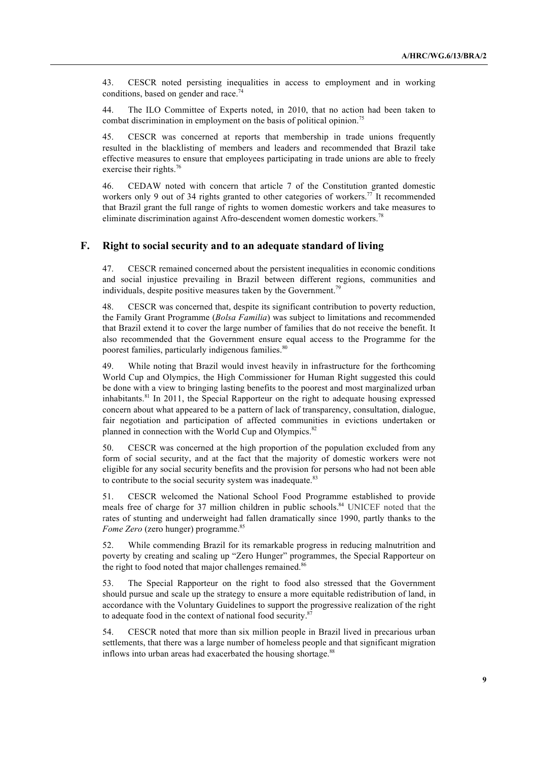43. CESCR noted persisting inequalities in access to employment and in working conditions, based on gender and race.[74]

44. The ILO Committee of Experts noted, in 2010, that no action had been taken to combat discrimination in employment on the basis of political opinion.[75]

45. CESCR was concerned at reports that membership in trade unions frequently resulted in the blacklisting of members and leaders and recommended that Brazil take effective measures to ensure that employees participating in trade unions are able to freely exercise their rights.[76]

46. CEDAW noted with concern that article 7 of the Constitution granted domestic workers only 9 out of 34 rights granted to other categories of workers.[77] It recommended that Brazil grant the full range of rights to women domestic workers and take measures to eliminate discrimination against Afro-descendent women domestic workers.[78]

## F. Right to social security and to an adequate standard of living

47. CESCR remained concerned about the persistent inequalities in economic conditions and social injustice prevailing in Brazil between different regions, communities and individuals, despite positive measures taken by the Government.[79]

48. CESCR was concerned that, despite its significant contribution to poverty reduction, the Family Grant Programme (*Bolsa Familia*) was subject to limitations and recommended that Brazil extend it to cover the large number of families that do not receive the benefit. It also recommended that the Government ensure equal access to the Programme for the poorest families, particularly indigenous families.[80]

49. While noting that Brazil would invest heavily in infrastructure for the forthcoming World Cup and Olympics, the High Commissioner for Human Right suggested this could be done with a view to bringing lasting benefits to the poorest and most marginalized urban inhabitants.[81] In 2011, the Special Rapporteur on the right to adequate housing expressed concern about what appeared to be a pattern of lack of transparency, consultation, dialogue, fair negotiation and participation of affected communities in evictions undertaken or planned in connection with the World Cup and Olympics.[82]

50. CESCR was concerned at the high proportion of the population excluded from any form of social security, and at the fact that the majority of domestic workers were not eligible for any social security benefits and the provision for persons who had not been able to contribute to the social security system was inadequate.[83]

51. CESCR welcomed the National School Food Programme established to provide meals free of charge for 37 million children in public schools.[84] UNICEF noted that the rates of stunting and underweight had fallen dramatically since 1990, partly thanks to the *Fome Zero* (zero hunger) programme.[85]

52. While commending Brazil for its remarkable progress in reducing malnutrition and poverty by creating and scaling up "Zero Hunger" programmes, the Special Rapporteur on the right to food noted that major challenges remained.[86]

53. The Special Rapporteur on the right to food also stressed that the Government should pursue and scale up the strategy to ensure a more equitable redistribution of land, in accordance with the Voluntary Guidelines to support the progressive realization of the right to adequate food in the context of national food security.[87]

54. CESCR noted that more than six million people in Brazil lived in precarious urban settlements, that there was a large number of homeless people and that significant migration inflows into urban areas had exacerbated the housing shortage.[88]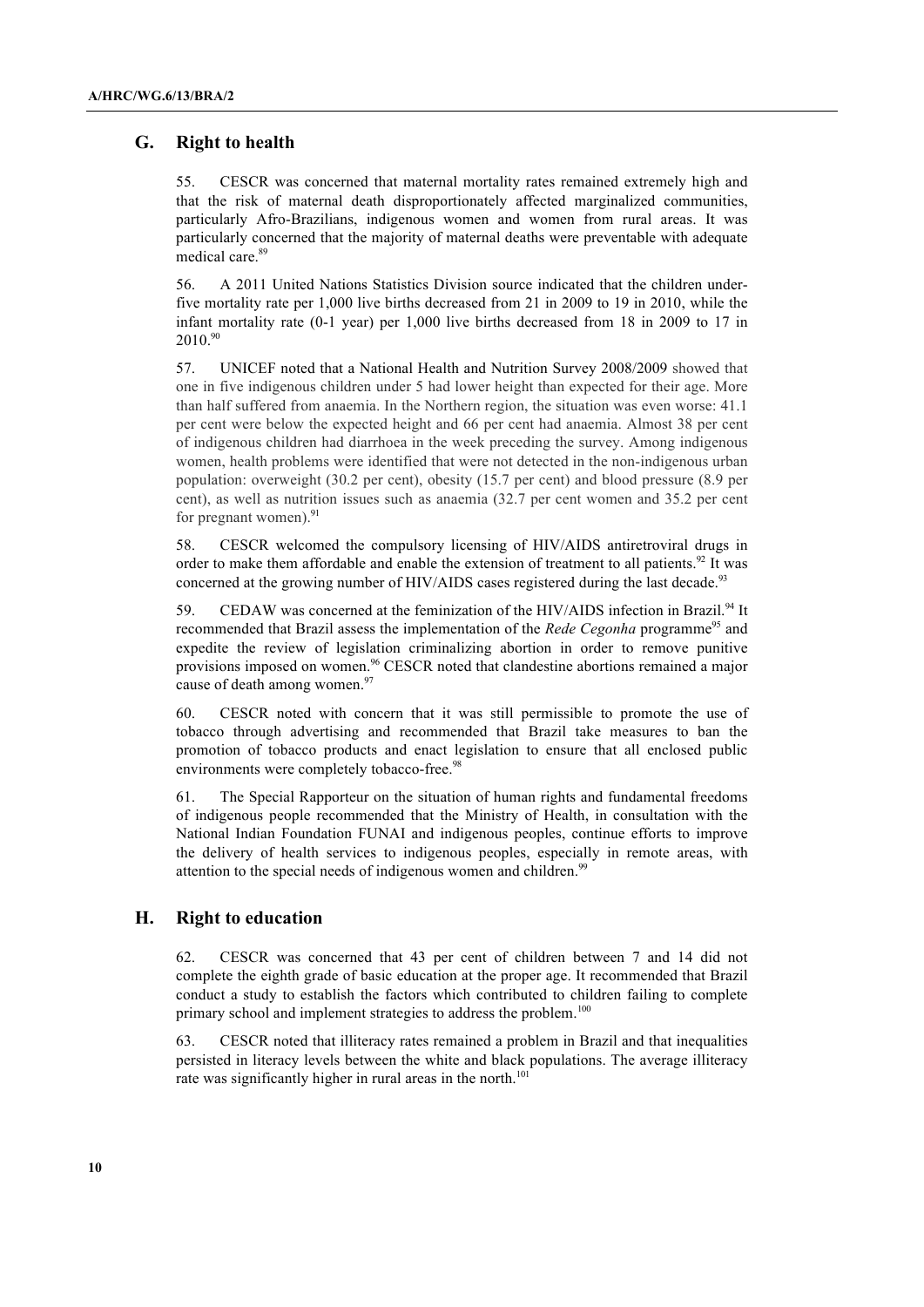## G. Right to health

55. CESCR was concerned that maternal mortality rates remained extremely high and that the risk of maternal death disproportionately affected marginalized communities, particularly Afro-Brazilians, indigenous women and women from rural areas. It was particularly concerned that the majority of maternal deaths were preventable with adequate medical care.[89]

56. A 2011 United Nations Statistics Division source indicated that the children under-five mortality rate per 1,000 live births decreased from 21 in 2009 to 19 in 2010, while the infant mortality rate (0-1 year) per 1,000 live births decreased from 18 in 2009 to 17 in 2010.[90]

57. UNICEF noted that a National Health and Nutrition Survey 2008/2009 showed that one in five indigenous children under 5 had lower height than expected for their age. More than half suffered from anaemia. In the Northern region, the situation was even worse: 41.1 per cent were below the expected height and 66 per cent had anaemia. Almost 38 per cent of indigenous children had diarrhoea in the week preceding the survey. Among indigenous women, health problems were identified that were not detected in the non-indigenous urban population: overweight (30.2 per cent), obesity (15.7 per cent) and blood pressure (8.9 per cent), as well as nutrition issues such as anaemia (32.7 per cent women and 35.2 per cent for pregnant women).[91]

58. CESCR welcomed the compulsory licensing of HIV/AIDS antiretroviral drugs in order to make them affordable and enable the extension of treatment to all patients.[92] It was concerned at the growing number of HIV/AIDS cases registered during the last decade.[93]

59. CEDAW was concerned at the feminization of the HIV/AIDS infection in Brazil.[94] It recommended that Brazil assess the implementation of the *Rede Cegonha* programme[95] and expedite the review of legislation criminalizing abortion in order to remove punitive provisions imposed on women.[96] CESCR noted that clandestine abortions remained a major cause of death among women.[97]

60. CESCR noted with concern that it was still permissible to promote the use of tobacco through advertising and recommended that Brazil take measures to ban the promotion of tobacco products and enact legislation to ensure that all enclosed public environments were completely tobacco-free.[98]

61. The Special Rapporteur on the situation of human rights and fundamental freedoms of indigenous people recommended that the Ministry of Health, in consultation with the National Indian Foundation FUNAI and indigenous peoples, continue efforts to improve the delivery of health services to indigenous peoples, especially in remote areas, with attention to the special needs of indigenous women and children.[99]

## H. Right to education

62. CESCR was concerned that 43 per cent of children between 7 and 14 did not complete the eighth grade of basic education at the proper age. It recommended that Brazil conduct a study to establish the factors which contributed to children failing to complete primary school and implement strategies to address the problem.[100]

63. CESCR noted that illiteracy rates remained a problem in Brazil and that inequalities persisted in literacy levels between the white and black populations. The average illiteracy rate was significantly higher in rural areas in the north.[101]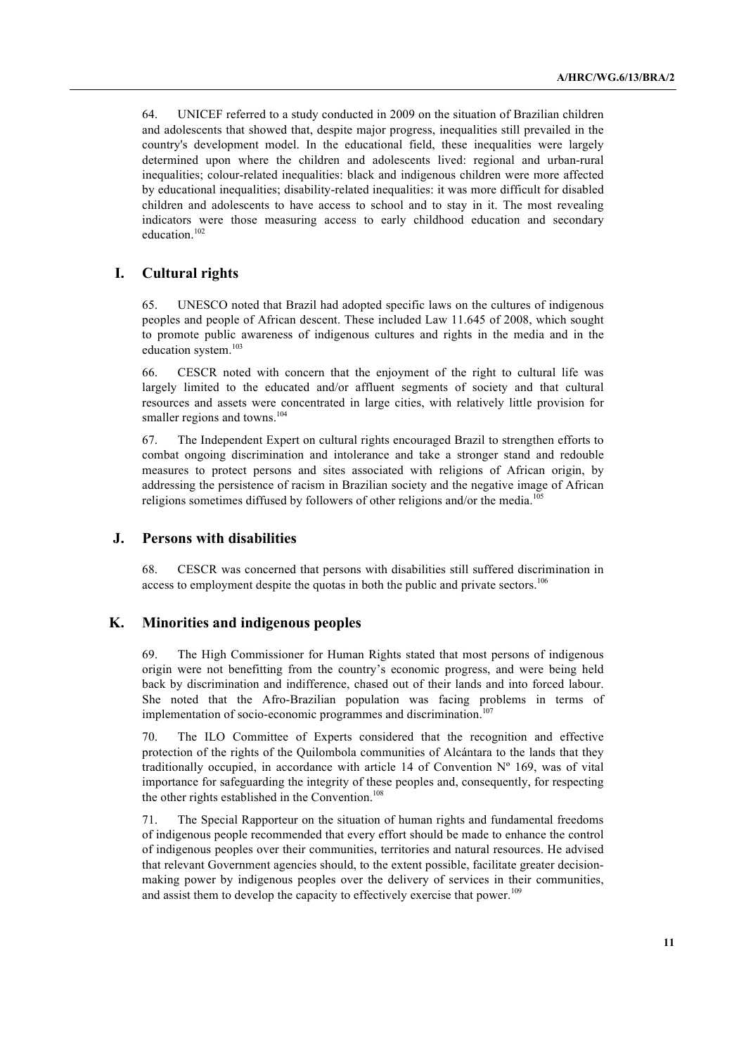64. UNICEF referred to a study conducted in 2009 on the situation of Brazilian children and adolescents that showed that, despite major progress, inequalities still prevailed in the country's development model. In the educational field, these inequalities were largely determined upon where the children and adolescents lived: regional and urban-rural inequalities; colour-related inequalities: black and indigenous children were more affected by educational inequalities; disability-related inequalities: it was more difficult for disabled children and adolescents to have access to school and to stay in it. The most revealing indicators were those measuring access to early childhood education and secondary education.[102]

## I. Cultural rights

65. UNESCO noted that Brazil had adopted specific laws on the cultures of indigenous peoples and people of African descent. These included Law 11.645 of 2008, which sought to promote public awareness of indigenous cultures and rights in the media and in the education system.[103]

66. CESCR noted with concern that the enjoyment of the right to cultural life was largely limited to the educated and/or affluent segments of society and that cultural resources and assets were concentrated in large cities, with relatively little provision for smaller regions and towns.[104]

67. The Independent Expert on cultural rights encouraged Brazil to strengthen efforts to combat ongoing discrimination and intolerance and take a stronger stand and redouble measures to protect persons and sites associated with religions of African origin, by addressing the persistence of racism in Brazilian society and the negative image of African religions sometimes diffused by followers of other religions and/or the media.[105]

## J. Persons with disabilities

68. CESCR was concerned that persons with disabilities still suffered discrimination in access to employment despite the quotas in both the public and private sectors.[106]

## K. Minorities and indigenous peoples

69. The High Commissioner for Human Rights stated that most persons of indigenous origin were not benefitting from the country's economic progress, and were being held back by discrimination and indifference, chased out of their lands and into forced labour. She noted that the Afro-Brazilian population was facing problems in terms of implementation of socio-economic programmes and discrimination.[107]

70. The ILO Committee of Experts considered that the recognition and effective protection of the rights of the Quilombola communities of Alcántara to the lands that they traditionally occupied, in accordance with article 14 of Convention Nº 169, was of vital importance for safeguarding the integrity of these peoples and, consequently, for respecting the other rights established in the Convention.[108]

71. The Special Rapporteur on the situation of human rights and fundamental freedoms of indigenous people recommended that every effort should be made to enhance the control of indigenous peoples over their communities, territories and natural resources. He advised that relevant Government agencies should, to the extent possible, facilitate greater decision-making power by indigenous peoples over the delivery of services in their communities, and assist them to develop the capacity to effectively exercise that power.[109]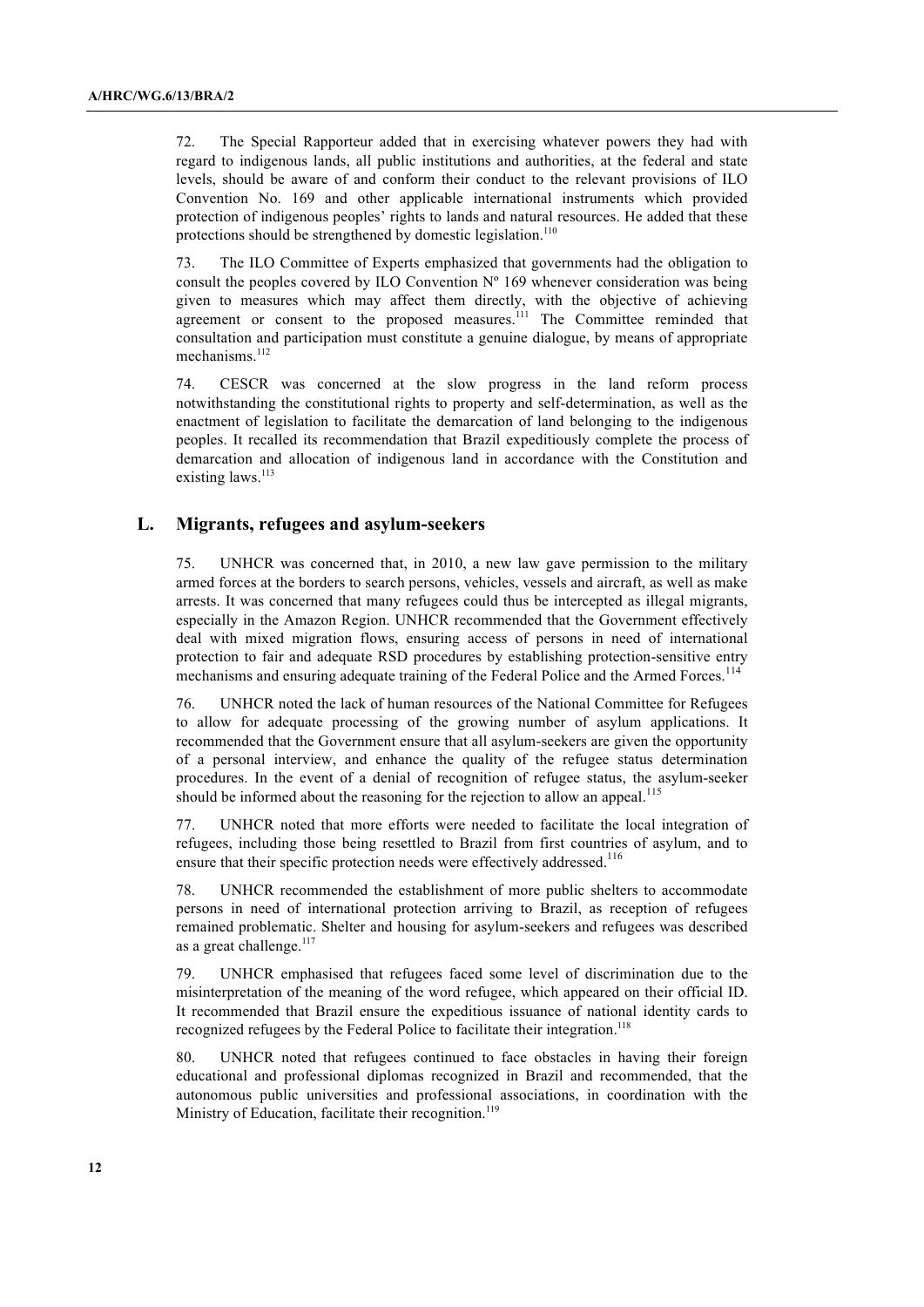72. The Special Rapporteur added that in exercising whatever powers they had with regard to indigenous lands, all public institutions and authorities, at the federal and state levels, should be aware of and conform their conduct to the relevant provisions of ILO Convention No. 169 and other applicable international instruments which provided protection of indigenous peoples' rights to lands and natural resources. He added that these protections should be strengthened by domestic legislation.[110]

73. The ILO Committee of Experts emphasized that governments had the obligation to consult the peoples covered by ILO Convention Nº 169 whenever consideration was being given to measures which may affect them directly, with the objective of achieving agreement or consent to the proposed measures.[111] The Committee reminded that consultation and participation must constitute a genuine dialogue, by means of appropriate mechanisms.[112]

74. CESCR was concerned at the slow progress in the land reform process notwithstanding the constitutional rights to property and self-determination, as well as the enactment of legislation to facilitate the demarcation of land belonging to the indigenous peoples. It recalled its recommendation that Brazil expeditiously complete the process of demarcation and allocation of indigenous land in accordance with the Constitution and existing laws.[113]

## L. Migrants, refugees and asylum-seekers

75. UNHCR was concerned that, in 2010, a new law gave permission to the military armed forces at the borders to search persons, vehicles, vessels and aircraft, as well as make arrests. It was concerned that many refugees could thus be intercepted as illegal migrants, especially in the Amazon Region. UNHCR recommended that the Government effectively deal with mixed migration flows, ensuring access of persons in need of international protection to fair and adequate RSD procedures by establishing protection-sensitive entry mechanisms and ensuring adequate training of the Federal Police and the Armed Forces.[114]

76. UNHCR noted the lack of human resources of the National Committee for Refugees to allow for adequate processing of the growing number of asylum applications. It recommended that the Government ensure that all asylum-seekers are given the opportunity of a personal interview, and enhance the quality of the refugee status determination procedures. In the event of a denial of recognition of refugee status, the asylum-seeker should be informed about the reasoning for the rejection to allow an appeal.[115]

77. UNHCR noted that more efforts were needed to facilitate the local integration of refugees, including those being resettled to Brazil from first countries of asylum, and to ensure that their specific protection needs were effectively addressed.[116]

78. UNHCR recommended the establishment of more public shelters to accommodate persons in need of international protection arriving to Brazil, as reception of refugees remained problematic. Shelter and housing for asylum-seekers and refugees was described as a great challenge.[117]

79. UNHCR emphasised that refugees faced some level of discrimination due to the misinterpretation of the meaning of the word refugee, which appeared on their official ID. It recommended that Brazil ensure the expeditious issuance of national identity cards to recognized refugees by the Federal Police to facilitate their integration.[118]

80. UNHCR noted that refugees continued to face obstacles in having their foreign educational and professional diplomas recognized in Brazil and recommended, that the autonomous public universities and professional associations, in coordination with the Ministry of Education, facilitate their recognition.[119]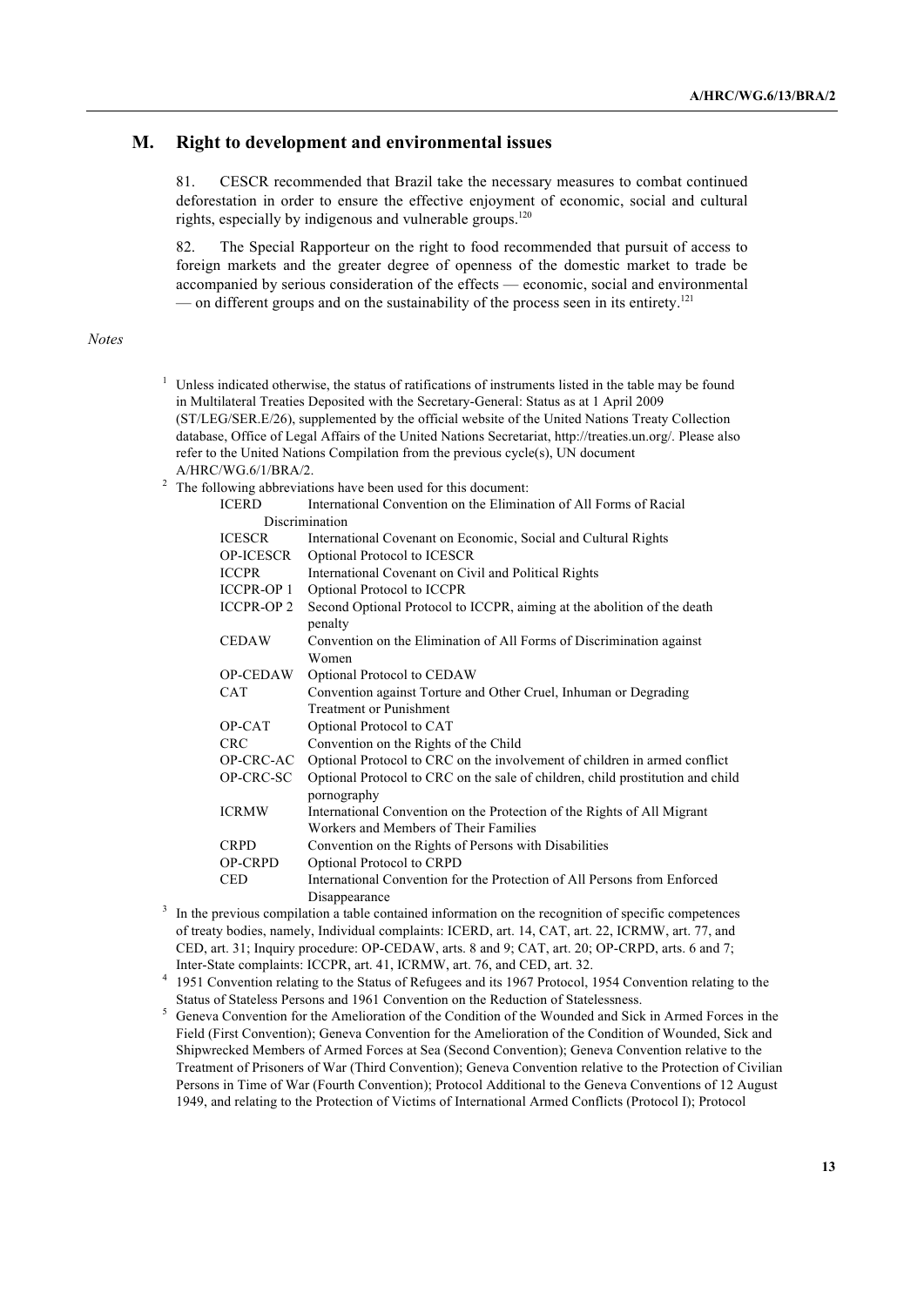## M. Right to development and environmental issues

81. CESCR recommended that Brazil take the necessary measures to combat continued deforestation in order to ensure the effective enjoyment of economic, social and cultural rights, especially by indigenous and vulnerable groups.[120]

82. The Special Rapporteur on the right to food recommended that pursuit of access to foreign markets and the greater degree of openness of the domestic market to trade be accompanied by serious consideration of the effects — economic, social and environmental — on different groups and on the sustainability of the process seen in its entirety.[121]

*Notes*

[1] Unless indicated otherwise, the status of ratifications of instruments listed in the table may be found in Multilateral Treaties Deposited with the Secretary-General: Status as at 1 April 2009 (ST/LEG/SER.E/26), supplemented by the official website of the United Nations Treaty Collection database, Office of Legal Affairs of the United Nations Secretariat, http://treaties.un.org/. Please also refer to the United Nations Compilation from the previous cycle(s), UN document A/HRC/WG.6/1/BRA/2.

[2] The following abbreviations have been used for this document:

| | |
|---|---|
| ICERD | International Convention on the Elimination of All Forms of Racial Discrimination |
| ICESCR | International Covenant on Economic, Social and Cultural Rights |
| OP-ICESCR | Optional Protocol to ICESCR |
| ICCPR | International Covenant on Civil and Political Rights |
| ICCPR-OP 1 | Optional Protocol to ICCPR |
| ICCPR-OP 2 | Second Optional Protocol to ICCPR, aiming at the abolition of the death penalty |
| CEDAW | Convention on the Elimination of All Forms of Discrimination against Women |
| OP-CEDAW | Optional Protocol to CEDAW |
| CAT | Convention against Torture and Other Cruel, Inhuman or Degrading Treatment or Punishment |
| OP-CAT | Optional Protocol to CAT |
| CRC | Convention on the Rights of the Child |
| OP-CRC-AC | Optional Protocol to CRC on the involvement of children in armed conflict |
| OP-CRC-SC | Optional Protocol to CRC on the sale of children, child prostitution and child pornography |
| ICRMW | International Convention on the Protection of the Rights of All Migrant Workers and Members of Their Families |
| CRPD | Convention on the Rights of Persons with Disabilities |
| OP-CRPD | Optional Protocol to CRPD |
| CED | International Convention for the Protection of All Persons from Enforced Disappearance |

[3] In the previous compilation a table contained information on the recognition of specific competences of treaty bodies, namely, Individual complaints: ICERD, art. 14, CAT, art. 22, ICRMW, art. 77, and CED, art. 31; Inquiry procedure: OP-CEDAW, arts. 8 and 9; CAT, art. 20; OP-CRPD, arts. 6 and 7; Inter-State complaints: ICCPR, art. 41, ICRMW, art. 76, and CED, art. 32.

[4] 1951 Convention relating to the Status of Refugees and its 1967 Protocol, 1954 Convention relating to the Status of Stateless Persons and 1961 Convention on the Reduction of Statelessness.

[5] Geneva Convention for the Amelioration of the Condition of the Wounded and Sick in Armed Forces in the Field (First Convention); Geneva Convention for the Amelioration of the Condition of Wounded, Sick and Shipwrecked Members of Armed Forces at Sea (Second Convention); Geneva Convention relative to the Treatment of Prisoners of War (Third Convention); Geneva Convention relative to the Protection of Civilian Persons in Time of War (Fourth Convention); Protocol Additional to the Geneva Conventions of 12 August 1949, and relating to the Protection of Victims of International Armed Conflicts (Protocol I); Protocol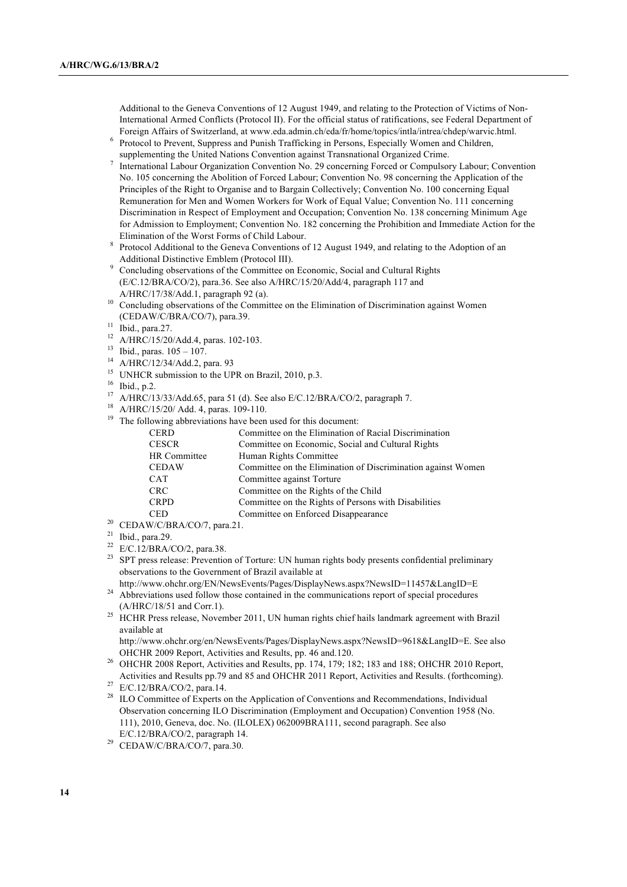Additional to the Geneva Conventions of 12 August 1949, and relating to the Protection of Victims of Non-International Armed Conflicts (Protocol II). For the official status of ratifications, see Federal Department of Foreign Affairs of Switzerland, at www.eda.admin.ch/eda/fr/home/topics/intla/intrea/chdep/warvic.html.

[6] Protocol to Prevent, Suppress and Punish Trafficking in Persons, Especially Women and Children, supplementing the United Nations Convention against Transnational Organized Crime.

[7] International Labour Organization Convention No. 29 concerning Forced or Compulsory Labour; Convention No. 105 concerning the Abolition of Forced Labour; Convention No. 98 concerning the Application of the Principles of the Right to Organise and to Bargain Collectively; Convention No. 100 concerning Equal Remuneration for Men and Women Workers for Work of Equal Value; Convention No. 111 concerning Discrimination in Respect of Employment and Occupation; Convention No. 138 concerning Minimum Age for Admission to Employment; Convention No. 182 concerning the Prohibition and Immediate Action for the Elimination of the Worst Forms of Child Labour.

[8] Protocol Additional to the Geneva Conventions of 12 August 1949, and relating to the Adoption of an Additional Distinctive Emblem (Protocol III).

[9] Concluding observations of the Committee on Economic, Social and Cultural Rights (E/C.12/BRA/CO/2), para.36. See also A/HRC/15/20/Add/4, paragraph 117 and A/HRC/17/38/Add.1, paragraph 92 (a).

[10] Concluding observations of the Committee on the Elimination of Discrimination against Women (CEDAW/C/BRA/CO/7), para.39.

[11] Ibid., para.27.

[12] A/HRC/15/20/Add.4, paras. 102-103.

[13] Ibid., paras. 105 – 107.

[14] A/HRC/12/34/Add.2, para. 93

[15] UNHCR submission to the UPR on Brazil, 2010, p.3.

[16] Ibid., p.2.

[17] A/HRC/13/33/Add.65, para 51 (d). See also E/C.12/BRA/CO/2, paragraph 7.

[18] A/HRC/15/20/ Add. 4, paras. 109-110.

[19] The following abbreviations have been used for this document:

| | |
|---|---|
| CERD | Committee on the Elimination of Racial Discrimination |
| CESCR | Committee on Economic, Social and Cultural Rights |
| HR Committee | Human Rights Committee |
| CEDAW | Committee on the Elimination of Discrimination against Women |
| CAT | Committee against Torture |
| CRC | Committee on the Rights of the Child |
| CRPD | Committee on the Rights of Persons with Disabilities |
| CED | Committee on Enforced Disappearance |

[20] CEDAW/C/BRA/CO/7, para.21.

[21] Ibid., para.29.

[22] E/C.12/BRA/CO/2, para.38.

[23] SPT press release: Prevention of Torture: UN human rights body presents confidential preliminary observations to the Government of Brazil available at http://www.ohchr.org/EN/NewsEvents/Pages/DisplayNews.aspx?NewsID=11457&LangID=E

[24] Abbreviations used follow those contained in the communications report of special procedures (A/HRC/18/51 and Corr.1).

[25] HCHR Press release, November 2011, UN human rights chief hails landmark agreement with Brazil available at http://www.ohchr.org/en/NewsEvents/Pages/DisplayNews.aspx?NewsID=9618&LangID=E. See also OHCHR 2009 Report, Activities and Results, pp. 46 and.120.

[26] OHCHR 2008 Report, Activities and Results, pp. 174, 179; 182; 183 and 188; OHCHR 2010 Report, Activities and Results pp.79 and 85 and OHCHR 2011 Report, Activities and Results. (forthcoming).

[27] E/C.12/BRA/CO/2, para.14.

[28] ILO Committee of Experts on the Application of Conventions and Recommendations, Individual Observation concerning ILO Discrimination (Employment and Occupation) Convention 1958 (No. 111), 2010, Geneva, doc. No. (ILOLEX) 062009BRA111, second paragraph. See also E/C.12/BRA/CO/2, paragraph 14.

[29] CEDAW/C/BRA/CO/7, para.30.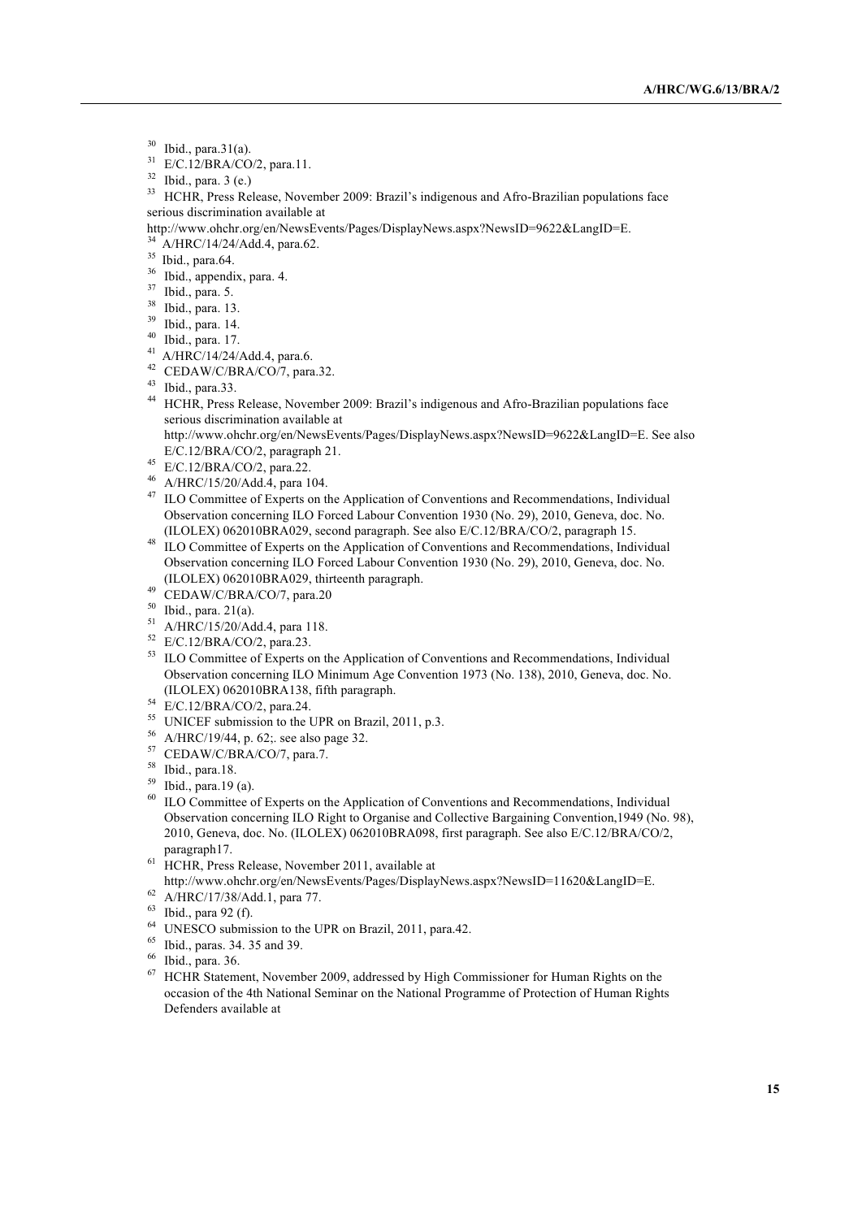[30] Ibid., para.31(a).

[31] E/C.12/BRA/CO/2, para.11.

[32] Ibid., para. 3 (e.)

[33] HCHR, Press Release, November 2009: Brazil's indigenous and Afro-Brazilian populations face serious discrimination available at http://www.ohchr.org/en/NewsEvents/Pages/DisplayNews.aspx?NewsID=9622&LangID=E.

[34] A/HRC/14/24/Add.4, para.62.

[35] Ibid., para.64.

[36] Ibid., appendix, para. 4.

[37] Ibid., para. 5.

[38] Ibid., para. 13.

[39] Ibid., para. 14.

[40] Ibid., para. 17.

[41] A/HRC/14/24/Add.4, para.6.

[42] CEDAW/C/BRA/CO/7, para.32.

[43] Ibid., para.33.

[44] HCHR, Press Release, November 2009: Brazil's indigenous and Afro-Brazilian populations face serious discrimination available at http://www.ohchr.org/en/NewsEvents/Pages/DisplayNews.aspx?NewsID=9622&LangID=E. See also E/C.12/BRA/CO/2, paragraph 21.

[45] E/C.12/BRA/CO/2, para.22.

[46] A/HRC/15/20/Add.4, para 104.

[47] ILO Committee of Experts on the Application of Conventions and Recommendations, Individual Observation concerning ILO Forced Labour Convention 1930 (No. 29), 2010, Geneva, doc. No. (ILOLEX) 062010BRA029, second paragraph. See also E/C.12/BRA/CO/2, paragraph 15.

[48] ILO Committee of Experts on the Application of Conventions and Recommendations, Individual Observation concerning ILO Forced Labour Convention 1930 (No. 29), 2010, Geneva, doc. No. (ILOLEX) 062010BRA029, thirteenth paragraph.

[49] CEDAW/C/BRA/CO/7, para.20

[50] Ibid., para. 21(a).

[51] A/HRC/15/20/Add.4, para 118.

[52] E/C.12/BRA/CO/2, para.23.

[53] ILO Committee of Experts on the Application of Conventions and Recommendations, Individual Observation concerning ILO Minimum Age Convention 1973 (No. 138), 2010, Geneva, doc. No. (ILOLEX) 062010BRA138, fifth paragraph.

[54] E/C.12/BRA/CO/2, para.24.

[55] UNICEF submission to the UPR on Brazil, 2011, p.3.

[56] A/HRC/19/44, p. 62;. see also page 32.

[57] CEDAW/C/BRA/CO/7, para.7.

[58] Ibid., para.18.

[59] Ibid., para.19 (a).

[60] ILO Committee of Experts on the Application of Conventions and Recommendations, Individual Observation concerning ILO Right to Organise and Collective Bargaining Convention,1949 (No. 98), 2010, Geneva, doc. No. (ILOLEX) 062010BRA098, first paragraph. See also E/C.12/BRA/CO/2, paragraph17.

[61] HCHR, Press Release, November 2011, available at http://www.ohchr.org/en/NewsEvents/Pages/DisplayNews.aspx?NewsID=11620&LangID=E.

[62] A/HRC/17/38/Add.1, para 77.

[63] Ibid., para 92 (f).

[64] UNESCO submission to the UPR on Brazil, 2011, para.42.

[65] Ibid., paras. 34. 35 and 39.

[66] Ibid., para. 36.

[67] HCHR Statement, November 2009, addressed by High Commissioner for Human Rights on the occasion of the 4th National Seminar on the National Programme of Protection of Human Rights Defenders available at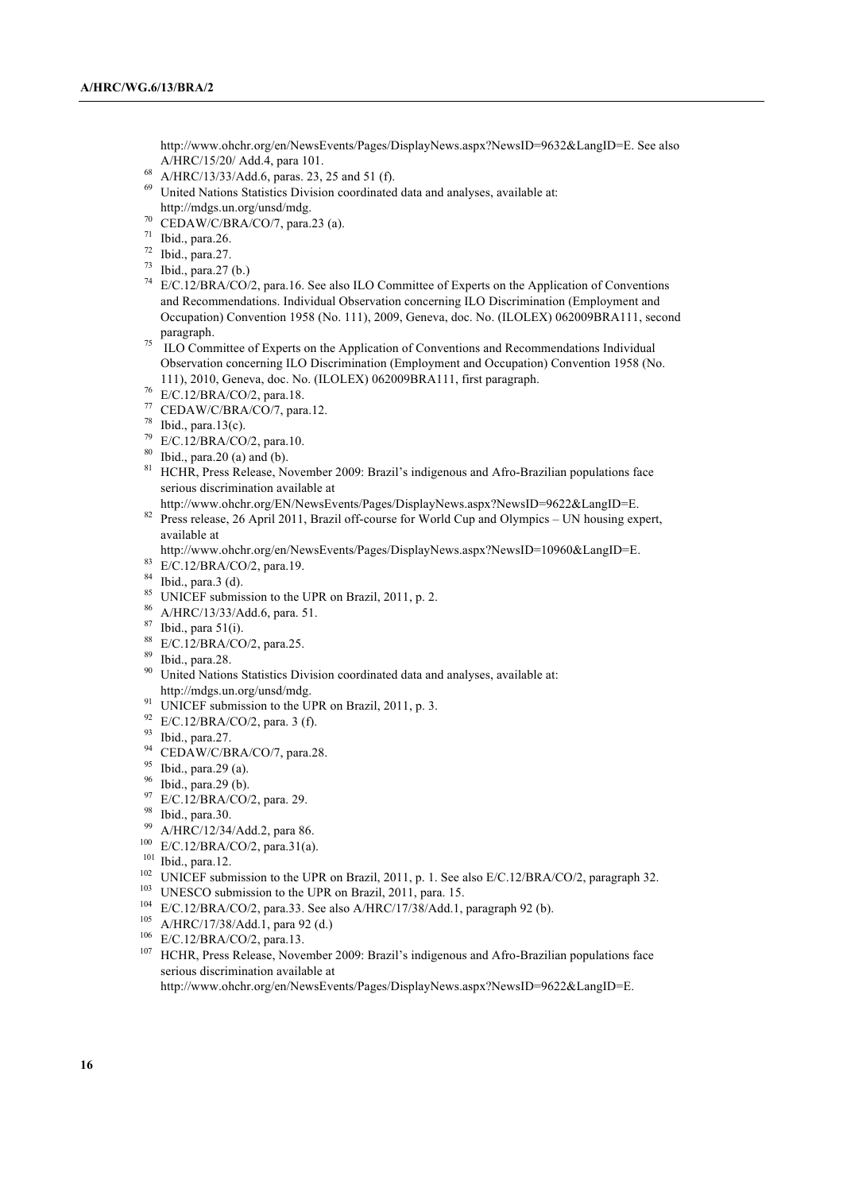http://www.ohchr.org/en/NewsEvents/Pages/DisplayNews.aspx?NewsID=9632&LangID=E. See also A/HRC/15/20/ Add.4, para 101.

[68] A/HRC/13/33/Add.6, paras. 23, 25 and 51 (f).

[69] United Nations Statistics Division coordinated data and analyses, available at: http://mdgs.un.org/unsd/mdg.

[70] CEDAW/C/BRA/CO/7, para.23 (a).

[71] Ibid., para.26.

[72] Ibid., para.27.

[73] Ibid., para.27 (b.)

[74] E/C.12/BRA/CO/2, para.16. See also ILO Committee of Experts on the Application of Conventions and Recommendations. Individual Observation concerning ILO Discrimination (Employment and Occupation) Convention 1958 (No. 111), 2009, Geneva, doc. No. (ILOLEX) 062009BRA111, second paragraph.

[75] ILO Committee of Experts on the Application of Conventions and Recommendations Individual Observation concerning ILO Discrimination (Employment and Occupation) Convention 1958 (No. 111), 2010, Geneva, doc. No. (ILOLEX) 062009BRA111, first paragraph.

[76] E/C.12/BRA/CO/2, para.18.

[77] CEDAW/C/BRA/CO/7, para.12.

[78] Ibid., para.13(c).

[79] E/C.12/BRA/CO/2, para.10.

[80] Ibid., para.20 (a) and (b).

[81] HCHR, Press Release, November 2009: Brazil's indigenous and Afro-Brazilian populations face serious discrimination available at http://www.ohchr.org/EN/NewsEvents/Pages/DisplayNews.aspx?NewsID=9622&LangID=E.

[82] Press release, 26 April 2011, Brazil off-course for World Cup and Olympics – UN housing expert, available at http://www.ohchr.org/en/NewsEvents/Pages/DisplayNews.aspx?NewsID=10960&LangID=E.

[83] E/C.12/BRA/CO/2, para.19.

[84] Ibid., para.3 (d).

[85] UNICEF submission to the UPR on Brazil, 2011, p. 2.

[86] A/HRC/13/33/Add.6, para. 51.

[87] Ibid., para 51(i).

[88] E/C.12/BRA/CO/2, para.25.

[89] Ibid., para.28.

[90] United Nations Statistics Division coordinated data and analyses, available at: http://mdgs.un.org/unsd/mdg.

[91] UNICEF submission to the UPR on Brazil, 2011, p. 3.

[92] E/C.12/BRA/CO/2, para. 3 (f).

[93] Ibid., para.27.

[94] CEDAW/C/BRA/CO/7, para.28.

[95] Ibid., para.29 (a).

[96] Ibid., para.29 (b).

[97] E/C.12/BRA/CO/2, para. 29.

[98] Ibid., para.30.

[99] A/HRC/12/34/Add.2, para 86.

[100] E/C.12/BRA/CO/2, para.31(a).

[101] Ibid., para.12.

[102] UNICEF submission to the UPR on Brazil, 2011, p. 1. See also E/C.12/BRA/CO/2, paragraph 32.

[103] UNESCO submission to the UPR on Brazil, 2011, para. 15.

[104] E/C.12/BRA/CO/2, para.33. See also A/HRC/17/38/Add.1, paragraph 92 (b).

[105] A/HRC/17/38/Add.1, para 92 (d.)

[106] E/C.12/BRA/CO/2, para.13.

[107] HCHR, Press Release, November 2009: Brazil's indigenous and Afro-Brazilian populations face serious discrimination available at http://www.ohchr.org/en/NewsEvents/Pages/DisplayNews.aspx?NewsID=9622&LangID=E.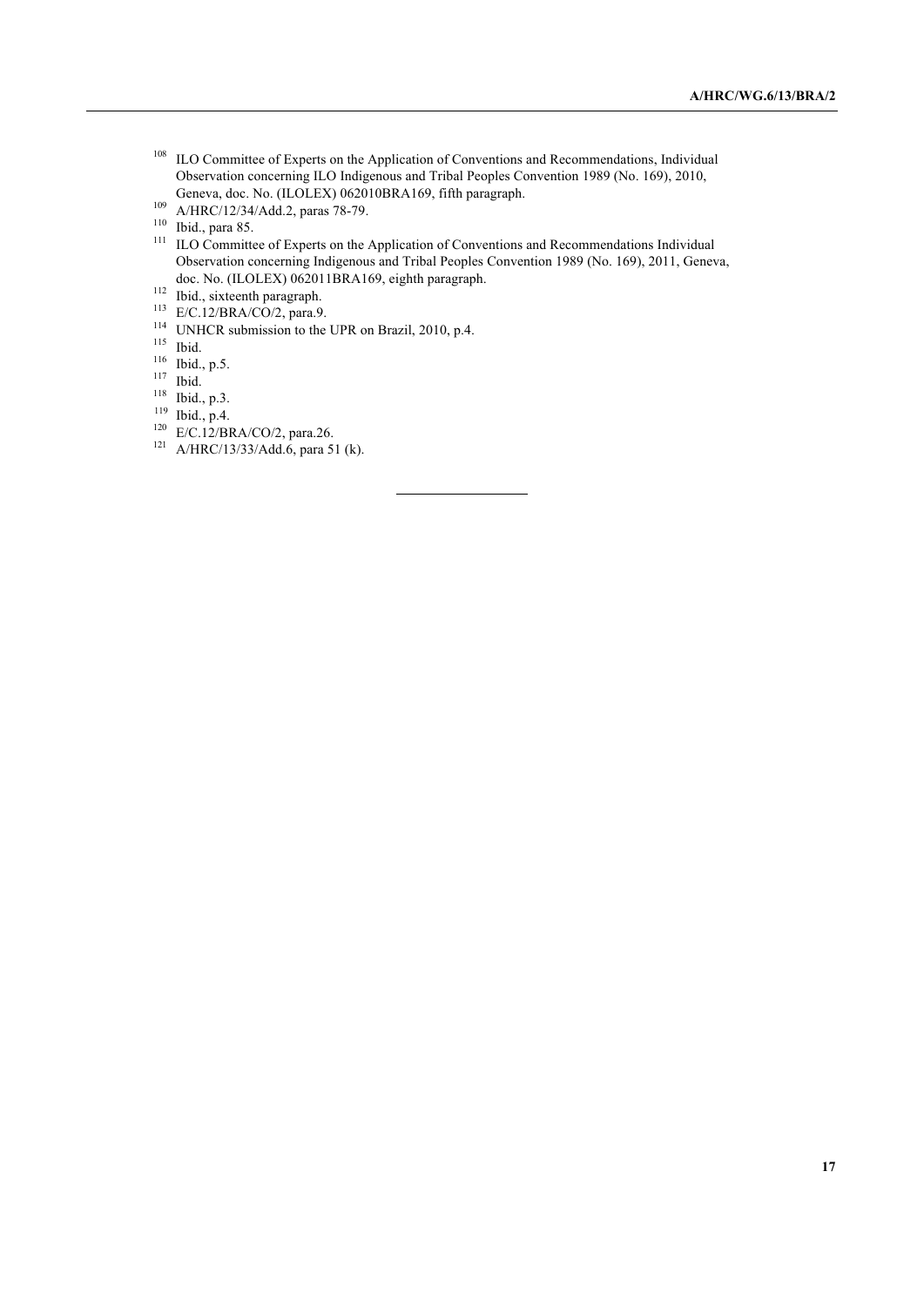[108] ILO Committee of Experts on the Application of Conventions and Recommendations, Individual Observation concerning ILO Indigenous and Tribal Peoples Convention 1989 (No. 169), 2010, Geneva, doc. No. (ILOLEX) 062010BRA169, fifth paragraph.

[109] A/HRC/12/34/Add.2, paras 78-79.

[110] Ibid., para 85.

[111] ILO Committee of Experts on the Application of Conventions and Recommendations Individual Observation concerning Indigenous and Tribal Peoples Convention 1989 (No. 169), 2011, Geneva, doc. No. (ILOLEX) 062011BRA169, eighth paragraph.

[112] Ibid., sixteenth paragraph.

[113] E/C.12/BRA/CO/2, para.9.

[114] UNHCR submission to the UPR on Brazil, 2010, p.4.

[115] Ibid.

[116] Ibid., p.5.

[117] Ibid.

[118] Ibid., p.3.

[119] Ibid., p.4.

[120] E/C.12/BRA/CO/2, para.26.

[121] A/HRC/13/33/Add.6, para 51 (k).